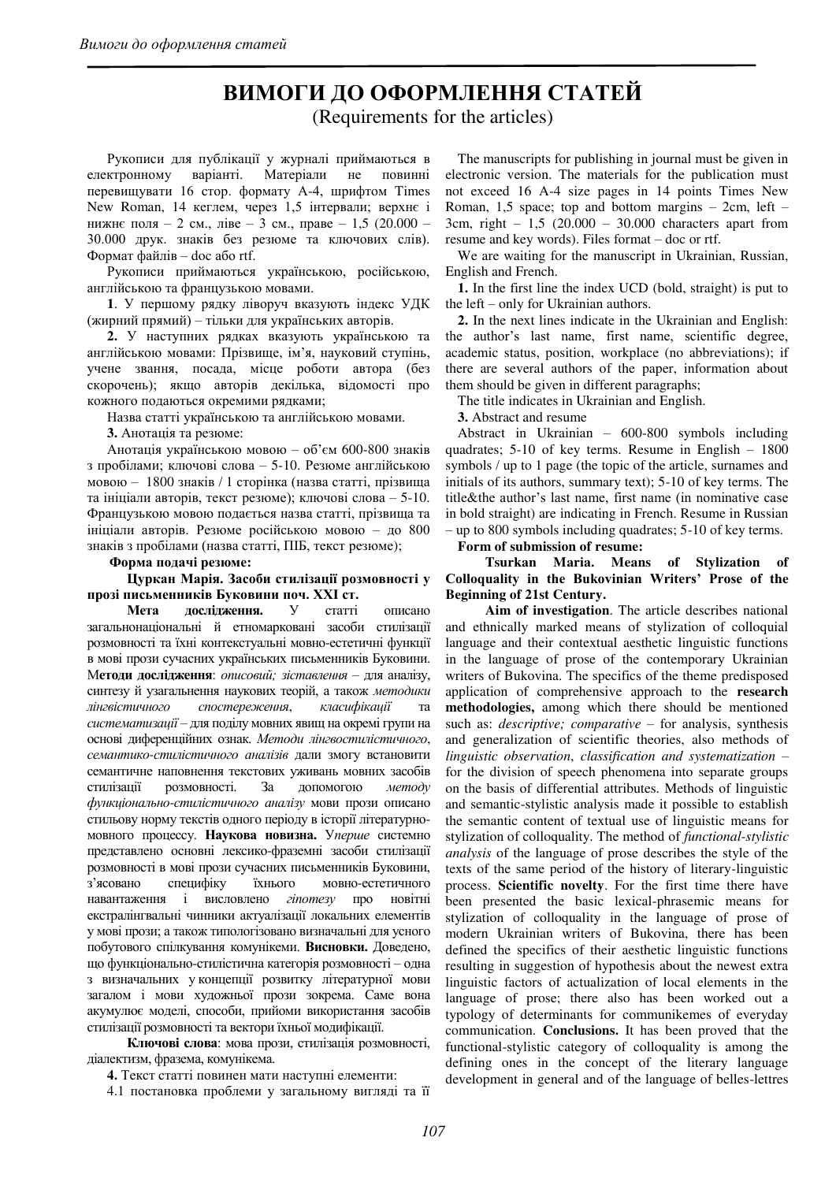# ВИМОГИ ДО ОФОРМЛЕННЯ СТАТЕЙ

(Requirements for the articles)

Рукописи для публікації у журналі приймаються в електронному варіанті. Матеріали не повинні перевищувати 16 стор. формату А-4, шрифтом Times New Roman, 14 кеглем, через 1,5 інтервали; верхнє і нижнє поля – 2 см., ліве – 3 см., праве – 1,5 (20.000 – 30.000 друк. знаків без резюме та ключових слів). Формат файлів – doc або rtf.

Рукописи приймаються українською, російською, англійською та французькою мовами.

**1**. У першому рядку ліворуч вказують індекс УДК (жирний прямий) – тільки для українських авторів.

**2.** У наступних рядках вказують українською та англійською мовами: Прізвище, ім'я, науковий ступінь, учене звання, посада, місце роботи автора (без скорочень); якщо авторів декілька, відомості про кожного подаються окремими рядками;

Назва статті українською та англійською мовами.

**3.** Анотація та резюме:

Анотація українською мовою – об'єм 600-800 знаків з пробілами; ключові слова – 5-10. Резюме англійською мовою – 1800 знаків / 1 сторінка (назва статті, прізвища та ініціали авторів, текст резюме); ключові слова – 5-10. Французькою мовою подається назва статті, прізвища та ініціали авторів. Резюме російською мовою – до 800 знаків з пробілами (назва статті, ПІБ, текст резюме);

**Форма подачі резюме:**

**Цуркан Марія. Засоби стилізації розмовності у прозі письменників Буковини поч. XXI ст.**

**Мета дослідження.** У статті описано загальнонаціональні й етномарковані засоби стилізації розмовності та їхні контекстуальні мовно-естетичні функції в мові прози сучасних українських письменників Буковини. **Методи дослідження**: *описовий; зіставлення* – для аналізу, синтезу й узагальнення наукових теорій, а також *методики лінгвістичного спостереження*, *класифікації* та *систематизації* – для поділу мовних явищ на окремі групи на основі диференційних ознак. *Методи лінгвостилістичного*, *семантико-стилістичного аналізів* дали змогу встановити семантичне наповнення текстових уживань мовних засобів стилізації розмовності. За допомогою *методу функціонально-стилістичного аналізу* мови прози описано стильову норму текстів одного періоду в історії літературно-мовного процесу. **Наукова новизна.** У*перше* системно представлено основні лексико-фраземні засоби стилізації розмовності в мові прози сучасних письменників Буковини, з'ясовано специфіку їхнього мовно-естетичного навантаження і висловлено *гіпотезу* про новітні екстралінгвальні чинники актуалізації локальних елементів у мові прози; а також типологізовано визначальні для усного побутового спілкування комунікеми. **Висновки.** Доведено, що функціонально-стилістична категорія розмовності – одна з визначальних у концепції розвитку літературної мови загалом і мови художньої прози зокрема. Саме вона акумулює моделі, способи, прийоми використання засобів стилізації розмовності та вектори їхньої модифікації.

**Ключові слова**: мова прози, стилізація розмовності, діалектизм, фразема, комунікема.

**4.** Текст статті повинен мати наступні елементи:

4.1 постановка проблеми у загальному вигляді та її

The manuscripts for publishing in journal must be given in electronic version. The materials for the publication must not exceed 16 A-4 size pages in 14 points Times New Roman, 1,5 space; top and bottom margins – 2cm, left – 3cm, right – 1,5 (20.000 – 30.000 characters apart from resume and key words). Files format – doc or rtf.

We are waiting for the manuscript in Ukrainian, Russian, English and French.

**1.** In the first line the index UCD (bold, straight) is put to the left – only for Ukrainian authors.

**2.** In the next lines indicate in the Ukrainian and English: the author's last name, first name, scientific degree, academic status, position, workplace (no abbreviations); if there are several authors of the paper, information about them should be given in different paragraphs;

The title indicates in Ukrainian and English.

**3.** Abstract and resume

Abstract in Ukrainian – 600-800 symbols including quadrates; 5-10 of key terms. Resume in English – 1800 symbols / up to 1 page (the topic of the article, surnames and initials of its authors, summary text); 5-10 of key terms. The title&the author's last name, first name (in nominative case in bold straight) are indicating in French. Resume in Russian – up to 800 symbols including quadrates; 5-10 of key terms.

**Form of submission of resume:**

**Tsurkan Maria. Means of Stylization of Colloquality in the Bukovinian Writers' Prose of the Beginning of 21st Century.**

**Aim of investigation**. The article describes national and ethnically marked means of stylization of colloquial language and their contextual aesthetic linguistic functions in the language of prose of the contemporary Ukrainian writers of Bukovina. The specifics of the theme predisposed application of comprehensive approach to the **research methodologies,** among which there should be mentioned such as: *descriptive; comparative* – for analysis, synthesis and generalization of scientific theories, also methods of *linguistic observation*, *classification and systematization* – for the division of speech phenomena into separate groups on the basis of differential attributes. Methods of linguistic and semantic-stylistic analysis made it possible to establish the semantic content of textual use of linguistic means for stylization of colloquality. The method of *functional-stylistic analysis* of the language of prose describes the style of the texts of the same period of the history of literary-linguistic process. **Scientific novelty**. For the first time there have been presented the basic lexical-phrasemic means for stylization of colloquality in the language of prose of modern Ukrainian writers of Bukovina, there has been defined the specifics of their aesthetic linguistic functions resulting in suggestion of hypothesis about the newest extra linguistic factors of actualization of local elements in the language of prose; there also has been worked out a typology of determinants for communikemes of everyday communication. **Conclusions.** It has been proved that the functional-stylistic category of colloquality is among the defining ones in the concept of the literary language development in general and of the language of belles-lettres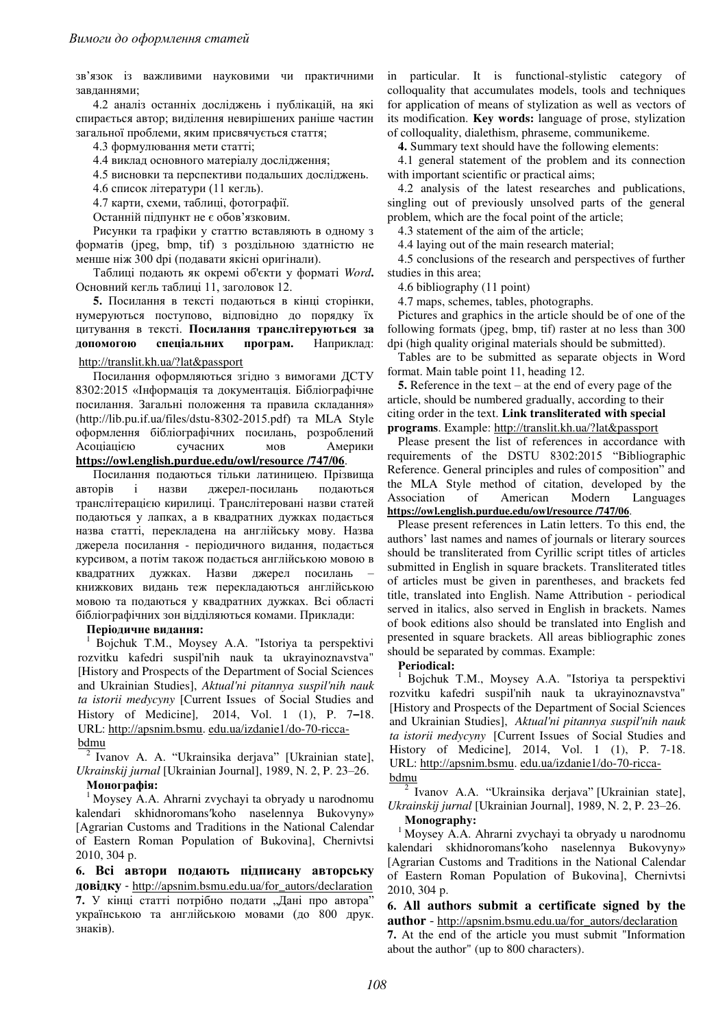зв'язок із важливими науковими чи практичними завданнями;

4.2 аналіз останніх досліджень і публікацій, на які спирається автор; виділення невирішених раніше частин загальної проблеми, яким присвячується стаття;

4.3 формулювання мети статті;

4.4 виклад основного матеріалу дослідження;

4.5 висновки та перспективи подальших досліджень.

4.6 список літератури (11 кегль).

4.7 карти, схеми, таблиці, фотографії.

Останній підпункт не є обов'язковим.

Рисунки та графіки у статтю вставляють в одному з форматів (jpeg, bmp, tif) з роздільною здатністю не менше ніж 300 dpi (подавати якісні оригінали).

Таблиці подають як окремі об'єкти у форматі *Word***.** Основний кегль таблиці 11, заголовок 12.

**5.** Посилання в тексті подаються в кінці сторінки, нумеруються поступово, відповідно до порядку їх цитування в тексті. **Посилання транслітеруються за допомогою спеціальних програм.** Наприклад: http://translit.kh.ua/?lat&passport

Посилання оформляються згідно з вимогами ДСТУ 8302:2015 «Інформація та документація. Бібліографічне посилання. Загальні положення та правила складання» (http://lib.pu.if.ua/files/dstu-8302-2015.pdf) та MLA Style оформлення бібліографічних посилань, розроблений Асоціацією сучасних мов Америки **https://owl.english.purdue.edu/owl/resource /747/06**.

Посилання подаються тільки латиницею. Прізвища авторів і назви джерел-посилань подаються транслітерацією кирилиці. Транслітеровані назви статей подаються у лапках, а в квадратних дужках подається назва статті, перекладена на англійську мову. Назва джерела посилання - періодичного видання, подається курсивом, а потім також подається англійською мовою в квадратних дужках. Назви джерел посилань – книжкових видань теж перекладаються англійською мовою та подаються у квадратних дужках. Всі області бібліографічних зон відділяються комами. Приклади:

**Періодичне видання:**

[1] Bojchuk T.M., Moysey A.A. "Istoriya ta perspektivi rozvitku kafedri suspil'nih nauk ta ukrayinoznavstva" [History and Prospects of the Department of Social Sciences and Ukrainian Studies], *Aktual'ni pitannya suspil'nih nauk ta istorii medycyny* [Current Issues of Social Studies and History of Medicine]*,* 2014, Vol. 1 (1), P. 7–18. URL: http://apsnim.bsmu. edu.ua/izdanie1/do-70-ricca-bdmu

[2] Ivanov A. A. "Ukrainsika derjava" [Ukrainian state], *Ukrainskij jurnal* [Ukrainian Journal], 1989, N. 2, P. 23–26.

**Монографія:**

[1] Moysey A.A. Ahrarni zvychayi ta obryady u narodnomu kalendari skhidnoromans′koho naselennya Bukovyny» [Agrarian Customs and Traditions in the National Calendar of Eastern Roman Population of Bukovina], Chernivtsi 2010, 304 p.

**6. Всі автори подають підписану авторську довідку** - http://apsnim.bsmu.edu.ua/for_autors/declaration

**7.** У кінці статті потрібно подати „Дані про автора" українською та англійською мовами (до 800 друк. знаків).

in particular. It is functional-stylistic category of colloquality that accumulates models, tools and techniques for application of means of stylization as well as vectors of its modification. **Key words:** language of prose, stylization of colloquality, dialethism, phraseme, communikeme.

**4.** Summary text should have the following elements:

4.1 general statement of the problem and its connection with important scientific or practical aims;

4.2 analysis of the latest researches and publications, singling out of previously unsolved parts of the general problem, which are the focal point of the article;

4.3 statement of the aim of the article;

4.4 laying out of the main research material;

4.5 conclusions of the research and perspectives of further studies in this area;

4.6 bibliography (11 point)

4.7 maps, schemes, tables, photographs.

Pictures and graphics in the article should be of one of the following formats (jpeg, bmp, tif) raster at no less than 300 dpi (high quality original materials should be submitted).

Tables are to be submitted as separate objects in Word format. Main table point 11, heading 12.

**5.** Reference in the text – at the end of every page of the article, should be numbered gradually, according to their citing order in the text. **Link transliterated with special programs**. Example: http://translit.kh.ua/?lat&passport

Please present the list of references in accordance with requirements of the DSTU 8302:2015 "Bibliographic Reference. General principles and rules of composition" and the MLA Style method of citation, developed by the Association of American Modern Languages **https://owl.english.purdue.edu/owl/resource /747/06**.

Please present references in Latin letters. To this end, the authors' last names and names of journals or literary sources should be transliterated from Cyrillic script titles of articles submitted in English in square brackets. Transliterated titles of articles must be given in parentheses, and brackets fed title, translated into English. Name Attribution - periodical served in italics, also served in English in brackets. Names of book editions also should be translated into English and presented in square brackets. All areas bibliographic zones should be separated by commas. Example:

**Periodical:**

[1] Bojchuk T.M., Moysey A.A. "Istoriya ta perspektivi rozvitku kafedri suspil'nih nauk ta ukrayinoznavstva" [History and Prospects of the Department of Social Sciences and Ukrainian Studies], *Aktual'ni pitannya suspil'nih nauk ta istorii medycyny* [Current Issues of Social Studies and History of Medicine]*,* 2014, Vol. 1 (1), P. 7-18. URL: http://apsnim.bsmu. edu.ua/izdanie1/do-70-ricca-bdmu

[2] Ivanov A.A. "Ukrainsika derjava" [Ukrainian state], *Ukrainskij jurnal* [Ukrainian Journal], 1989, N. 2, P. 23–26.

**Monography:**

[1] Moysey A.A. Ahrarni zvychayi ta obryady u narodnomu kalendari skhidnoromans′koho naselennya Bukovyny» [Agrarian Customs and Traditions in the National Calendar of Eastern Roman Population of Bukovina], Chernivtsi 2010, 304 p.

**6. All authors submit a certificate signed by the author** - http://apsnim.bsmu.edu.ua/for_autors/declaration

**7.** At the end of the article you must submit "Information about the author" (up to 800 characters).